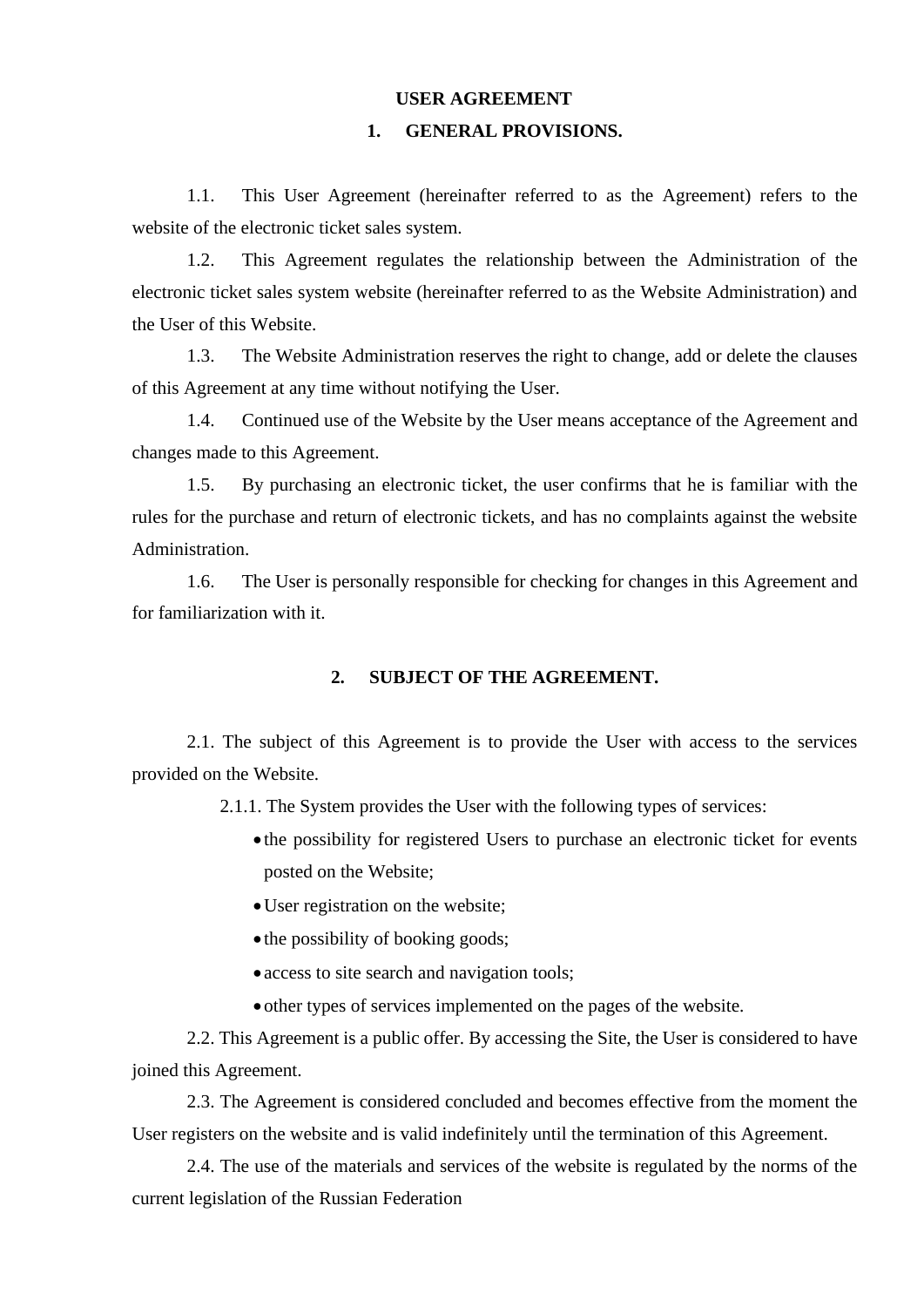# USER AGREEMENT

## 1. GENERAL PROVISIONS.

1.1. This User Agreement (hereinafter referred to as the Agreement) refers to the website of the electronic ticket sales system.

1.2. This Agreement regulates the relationship between the Administration of the electronic ticket sales system website (hereinafter referred to as the Website Administration) and the User of this Website.

1.3. The Website Administration reserves the right to change, add or delete the clauses of this Agreement at any time without notifying the User.

1.4. Continued use of the Website by the User means acceptance of the Agreement and changes made to this Agreement.

1.5. By purchasing an electronic ticket, the user confirms that he is familiar with the rules for the purchase and return of electronic tickets, and has no complaints against the website Administration.

1.6. The User is personally responsible for checking for changes in this Agreement and for familiarization with it.

## 2. SUBJECT OF THE AGREEMENT.

2.1. The subject of this Agreement is to provide the User with access to the services provided on the Website.

2.1.1. The System provides the User with the following types of services:

- the possibility for registered Users to purchase an electronic ticket for events posted on the Website;
- User registration on the website;
- the possibility of booking goods;
- access to site search and navigation tools;
- other types of services implemented on the pages of the website.

2.2. This Agreement is a public offer. By accessing the Site, the User is considered to have joined this Agreement.

2.3. The Agreement is considered concluded and becomes effective from the moment the User registers on the website and is valid indefinitely until the termination of this Agreement.

2.4. The use of the materials and services of the website is regulated by the norms of the current legislation of the Russian Federation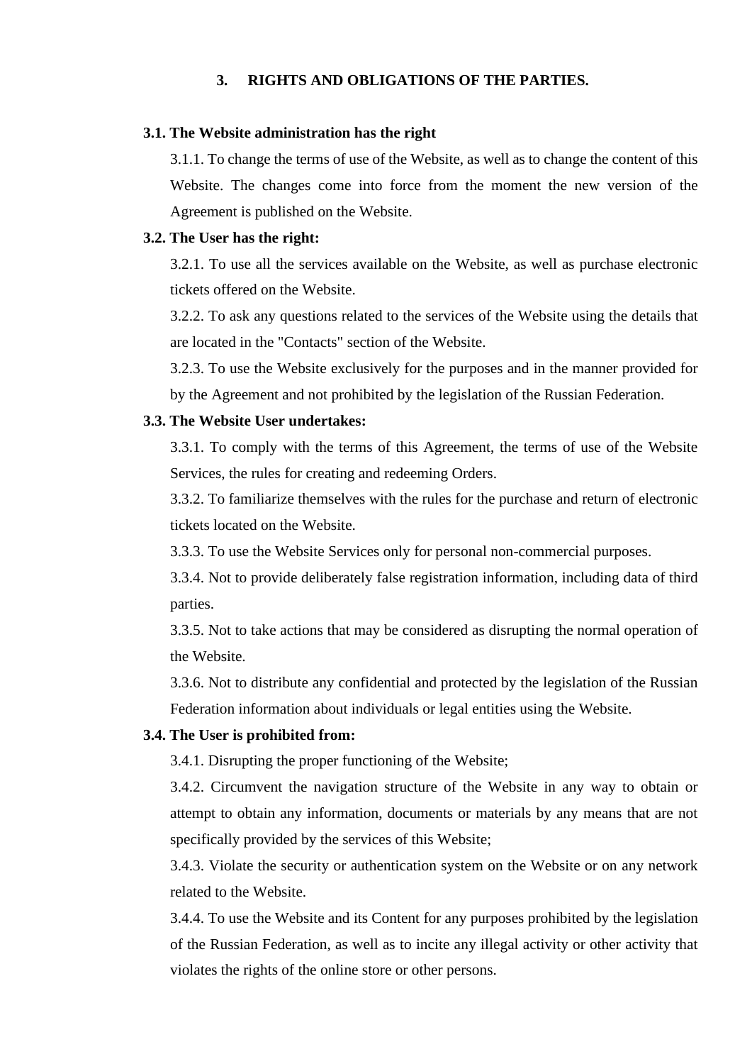## 3. RIGHTS AND OBLIGATIONS OF THE PARTIES.

**3.1. The Website administration has the right**

3.1.1. To change the terms of use of the Website, as well as to change the content of this Website. The changes come into force from the moment the new version of the Agreement is published on the Website.

**3.2. The User has the right:**

3.2.1. To use all the services available on the Website, as well as purchase electronic tickets offered on the Website.

3.2.2. To ask any questions related to the services of the Website using the details that are located in the "Contacts" section of the Website.

3.2.3. To use the Website exclusively for the purposes and in the manner provided for by the Agreement and not prohibited by the legislation of the Russian Federation.

**3.3. The Website User undertakes:**

3.3.1. To comply with the terms of this Agreement, the terms of use of the Website Services, the rules for creating and redeeming Orders.

3.3.2. To familiarize themselves with the rules for the purchase and return of electronic tickets located on the Website.

3.3.3. To use the Website Services only for personal non-commercial purposes.

3.3.4. Not to provide deliberately false registration information, including data of third parties.

3.3.5. Not to take actions that may be considered as disrupting the normal operation of the Website.

3.3.6. Not to distribute any confidential and protected by the legislation of the Russian Federation information about individuals or legal entities using the Website.

**3.4. The User is prohibited from:**

3.4.1. Disrupting the proper functioning of the Website;

3.4.2. Circumvent the navigation structure of the Website in any way to obtain or attempt to obtain any information, documents or materials by any means that are not specifically provided by the services of this Website;

3.4.3. Violate the security or authentication system on the Website or on any network related to the Website.

3.4.4. To use the Website and its Content for any purposes prohibited by the legislation of the Russian Federation, as well as to incite any illegal activity or other activity that violates the rights of the online store or other persons.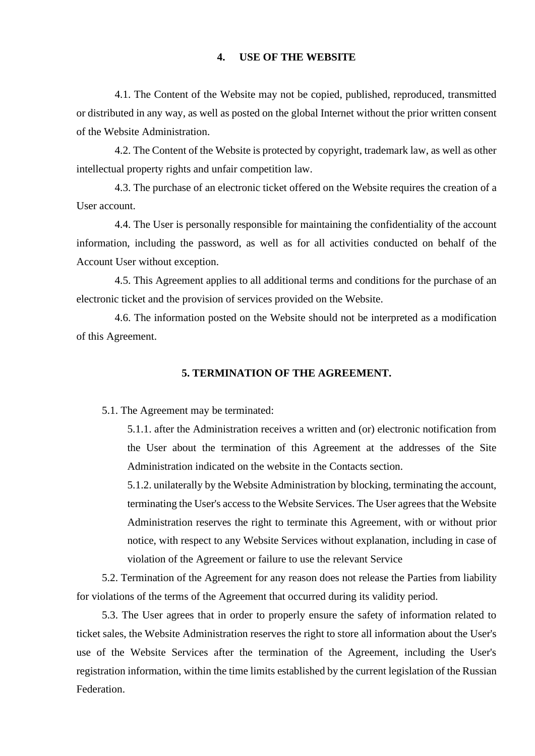## 4. USE OF THE WEBSITE

4.1. The Content of the Website may not be copied, published, reproduced, transmitted or distributed in any way, as well as posted on the global Internet without the prior written consent of the Website Administration.

4.2. The Content of the Website is protected by copyright, trademark law, as well as other intellectual property rights and unfair competition law.

4.3. The purchase of an electronic ticket offered on the Website requires the creation of a User account.

4.4. The User is personally responsible for maintaining the confidentiality of the account information, including the password, as well as for all activities conducted on behalf of the Account User without exception.

4.5. This Agreement applies to all additional terms and conditions for the purchase of an electronic ticket and the provision of services provided on the Website.

4.6. The information posted on the Website should not be interpreted as a modification of this Agreement.

## 5. TERMINATION OF THE AGREEMENT.

5.1. The Agreement may be terminated:

5.1.1. after the Administration receives a written and (or) electronic notification from the User about the termination of this Agreement at the addresses of the Site Administration indicated on the website in the Contacts section.

5.1.2. unilaterally by the Website Administration by blocking, terminating the account, terminating the User's access to the Website Services. The User agrees that the Website Administration reserves the right to terminate this Agreement, with or without prior notice, with respect to any Website Services without explanation, including in case of violation of the Agreement or failure to use the relevant Service

5.2. Termination of the Agreement for any reason does not release the Parties from liability for violations of the terms of the Agreement that occurred during its validity period.

5.3. The User agrees that in order to properly ensure the safety of information related to ticket sales, the Website Administration reserves the right to store all information about the User's use of the Website Services after the termination of the Agreement, including the User's registration information, within the time limits established by the current legislation of the Russian Federation.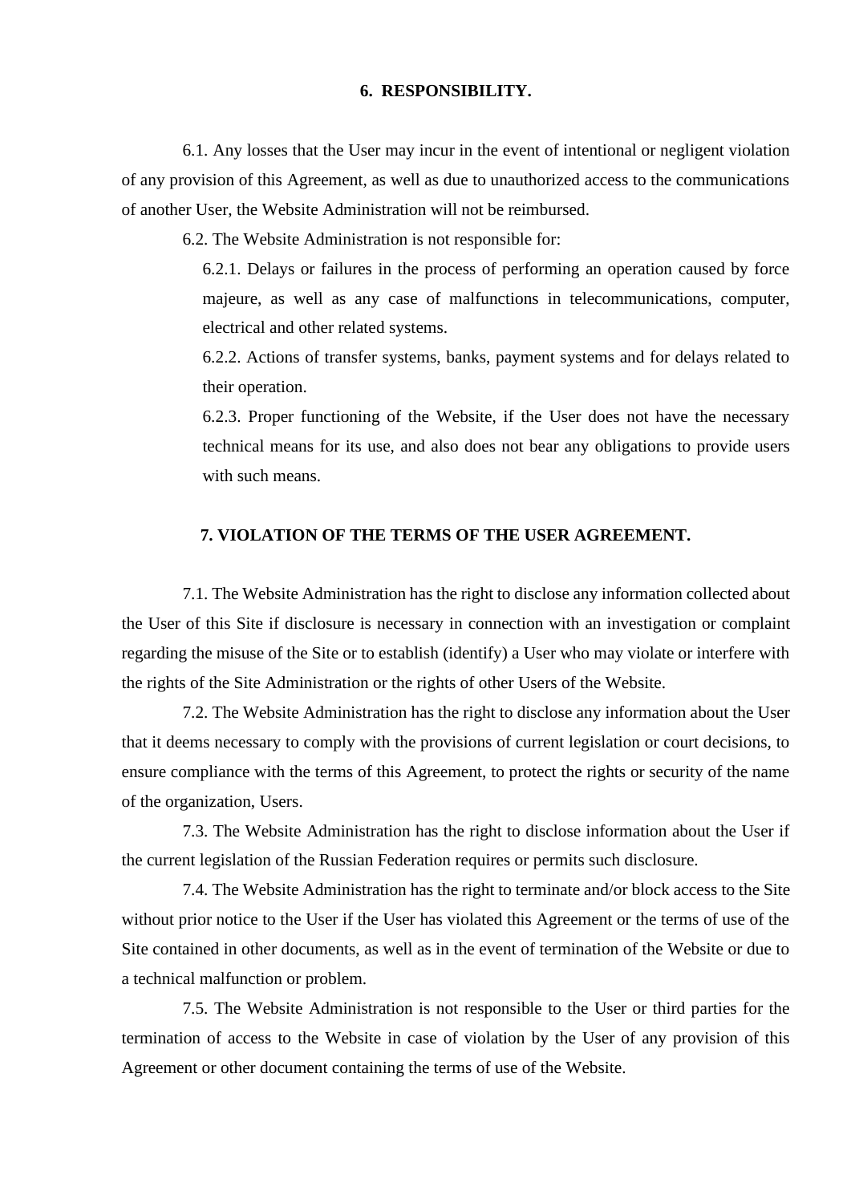## 6. RESPONSIBILITY.

6.1. Any losses that the User may incur in the event of intentional or negligent violation of any provision of this Agreement, as well as due to unauthorized access to the communications of another User, the Website Administration will not be reimbursed.

6.2. The Website Administration is not responsible for:

6.2.1. Delays or failures in the process of performing an operation caused by force majeure, as well as any case of malfunctions in telecommunications, computer, electrical and other related systems.

6.2.2. Actions of transfer systems, banks, payment systems and for delays related to their operation.

6.2.3. Proper functioning of the Website, if the User does not have the necessary technical means for its use, and also does not bear any obligations to provide users with such means.

## 7. VIOLATION OF THE TERMS OF THE USER AGREEMENT.

7.1. The Website Administration has the right to disclose any information collected about the User of this Site if disclosure is necessary in connection with an investigation or complaint regarding the misuse of the Site or to establish (identify) a User who may violate or interfere with the rights of the Site Administration or the rights of other Users of the Website.

7.2. The Website Administration has the right to disclose any information about the User that it deems necessary to comply with the provisions of current legislation or court decisions, to ensure compliance with the terms of this Agreement, to protect the rights or security of the name of the organization, Users.

7.3. The Website Administration has the right to disclose information about the User if the current legislation of the Russian Federation requires or permits such disclosure.

7.4. The Website Administration has the right to terminate and/or block access to the Site without prior notice to the User if the User has violated this Agreement or the terms of use of the Site contained in other documents, as well as in the event of termination of the Website or due to a technical malfunction or problem.

7.5. The Website Administration is not responsible to the User or third parties for the termination of access to the Website in case of violation by the User of any provision of this Agreement or other document containing the terms of use of the Website.